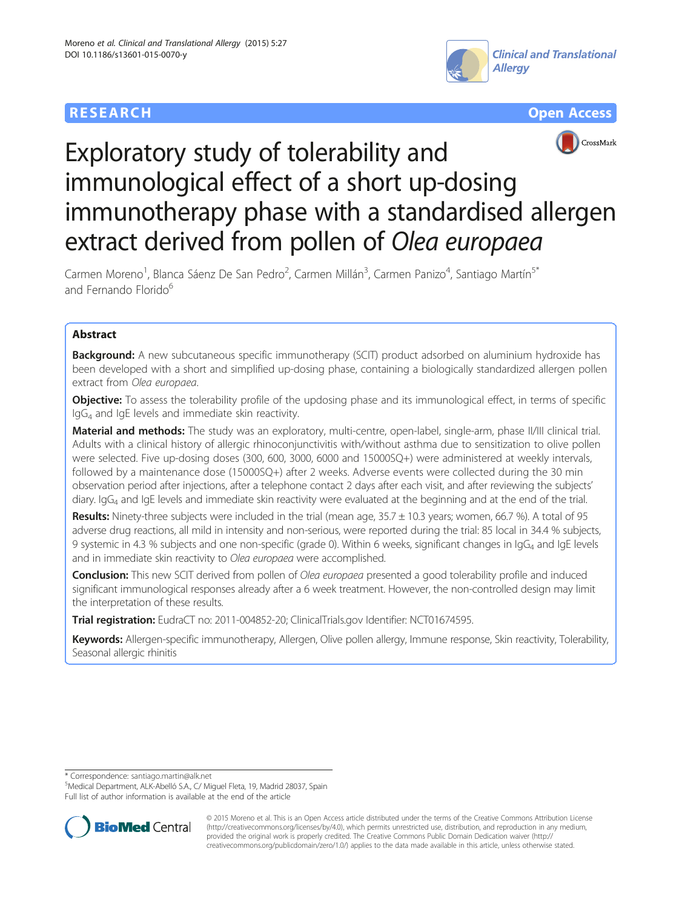RESEARCH Open Access

# Exploratory study of tolerability and immunological effect of a short up-dosing immunotherapy phase with a standardised allergen extract derived from pollen of *Olea europaea*

Carmen Moreno[1], Blanca Sáenz De San Pedro[2], Carmen Millán[3], Carmen Panizo[4], Santiago Martín[5*] and Fernando Florido[6]

## Abstract

**Background:** A new subcutaneous specific immunotherapy (SCIT) product adsorbed on aluminium hydroxide has been developed with a short and simplified up-dosing phase, containing a biologically standardized allergen pollen extract from *Olea europaea*.

**Objective:** To assess the tolerability profile of the updosing phase and its immunological effect, in terms of specific $IgG_4$ and IgE levels and immediate skin reactivity.

**Material and methods:** The study was an exploratory, multi-centre, open-label, single-arm, phase II/III clinical trial. Adults with a clinical history of allergic rhinoconjunctivitis with/without asthma due to sensitization to olive pollen were selected. Five up-dosing doses (300, 600, 3000, 6000 and 15000SQ+) were administered at weekly intervals, followed by a maintenance dose (15000SQ+) after 2 weeks. Adverse events were collected during the 30 min observation period after injections, after a telephone contact 2 days after each visit, and after reviewing the subjects' diary. $IgG_4$ and IgE levels and immediate skin reactivity were evaluated at the beginning and at the end of the trial.

**Results:** Ninety-three subjects were included in the trial (mean age, 35.7 ± 10.3 years; women, 66.7 %). A total of 95 adverse drug reactions, all mild in intensity and non-serious, were reported during the trial: 85 local in 34.4 % subjects, 9 systemic in 4.3 % subjects and one non-specific (grade 0). Within 6 weeks, significant changes in $IgG_4$ and IgE levels and in immediate skin reactivity to *Olea europaea* were accomplished.

**Conclusion:** This new SCIT derived from pollen of *Olea europaea* presented a good tolerability profile and induced significant immunological responses already after a 6 week treatment. However, the non-controlled design may limit the interpretation of these results.

**Trial registration:** EudraCT no: 2011-004852-20; ClinicalTrials.gov Identifier: NCT01674595.

**Keywords:** Allergen-specific immunotherapy, Allergen, Olive pollen allergy, Immune response, Skin reactivity, Tolerability, Seasonal allergic rhinitis

\* Correspondence: santiago.martin@alk.net
[5]Medical Department, ALK-Abelló S.A., C/ Miguel Fleta, 19, Madrid 28037, Spain
Full list of author information is available at the end of the article

© 2015 Moreno et al. This is an Open Access article distributed under the terms of the Creative Commons Attribution License (http://creativecommons.org/licenses/by/4.0), which permits unrestricted use, distribution, and reproduction in any medium, provided the original work is properly credited. The Creative Commons Public Domain Dedication waiver (http://creativecommons.org/publicdomain/zero/1.0/) applies to the data made available in this article, unless otherwise stated.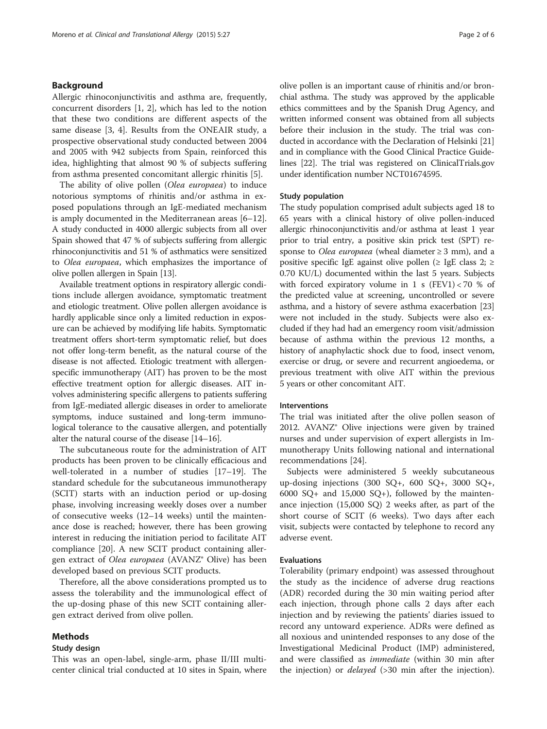## Background

Allergic rhinoconjunctivitis and asthma are, frequently, concurrent disorders [1, 2], which has led to the notion that these two conditions are different aspects of the same disease [3, 4]. Results from the ONEAIR study, a prospective observational study conducted between 2004 and 2005 with 942 subjects from Spain, reinforced this idea, highlighting that almost 90 % of subjects suffering from asthma presented concomitant allergic rhinitis [5].

The ability of olive pollen (*Olea europaea*) to induce notorious symptoms of rhinitis and/or asthma in exposed populations through an IgE-mediated mechanism is amply documented in the Mediterranean areas [6–12]. A study conducted in 4000 allergic subjects from all over Spain showed that 47 % of subjects suffering from allergic rhinoconjunctivitis and 51 % of asthmatics were sensitized to *Olea europaea*, which emphasizes the importance of olive pollen allergen in Spain [13].

Available treatment options in respiratory allergic conditions include allergen avoidance, symptomatic treatment and etiologic treatment. Olive pollen allergen avoidance is hardly applicable since only a limited reduction in exposure can be achieved by modifying life habits. Symptomatic treatment offers short-term symptomatic relief, but does not offer long-term benefit, as the natural course of the disease is not affected. Etiologic treatment with allergen-specific immunotherapy (AIT) has proven to be the most effective treatment option for allergic diseases. AIT involves administering specific allergens to patients suffering from IgE-mediated allergic diseases in order to ameliorate symptoms, induce sustained and long-term immunological tolerance to the causative allergen, and potentially alter the natural course of the disease [14–16].

The subcutaneous route for the administration of AIT products has been proven to be clinically efficacious and well-tolerated in a number of studies [17–19]. The standard schedule for the subcutaneous immunotherapy (SCIT) starts with an induction period or up-dosing phase, involving increasing weekly doses over a number of consecutive weeks (12–14 weeks) until the maintenance dose is reached; however, there has been growing interest in reducing the initiation period to facilitate AIT compliance [20]. A new SCIT product containing allergen extract of *Olea europaea* (AVANZ® Olive) has been developed based on previous SCIT products.

Therefore, all the above considerations prompted us to assess the tolerability and the immunological effect of the up-dosing phase of this new SCIT containing allergen extract derived from olive pollen.

## Methods

### Study design

This was an open-label, single-arm, phase II/III multicenter clinical trial conducted at 10 sites in Spain, where olive pollen is an important cause of rhinitis and/or bronchial asthma. The study was approved by the applicable ethics committees and by the Spanish Drug Agency, and written informed consent was obtained from all subjects before their inclusion in the study. The trial was conducted in accordance with the Declaration of Helsinki [21] and in compliance with the Good Clinical Practice Guidelines [22]. The trial was registered on ClinicalTrials.gov under identification number NCT01674595.

### Study population

The study population comprised adult subjects aged 18 to 65 years with a clinical history of olive pollen-induced allergic rhinoconjunctivitis and/or asthma at least 1 year prior to trial entry, a positive skin prick test (SPT) response to *Olea europaea* (wheal diameter ≥ 3 mm), and a positive specific IgE against olive pollen (≥ IgE class 2; ≥ 0.70 KU/L) documented within the last 5 years. Subjects with forced expiratory volume in 1 s (FEV1) < 70 % of the predicted value at screening, uncontrolled or severe asthma, and a history of severe asthma exacerbation [23] were not included in the study. Subjects were also excluded if they had had an emergency room visit/admission because of asthma within the previous 12 months, a history of anaphylactic shock due to food, insect venom, exercise or drug, or severe and recurrent angioedema, or previous treatment with olive AIT within the previous 5 years or other concomitant AIT.

### Interventions

The trial was initiated after the olive pollen season of 2012. AVANZ® Olive injections were given by trained nurses and under supervision of expert allergists in Immunotherapy Units following national and international recommendations [24].

Subjects were administered 5 weekly subcutaneous up-dosing injections (300 SQ+, 600 SQ+, 3000 SQ+, 6000 SQ+ and 15,000 SQ+), followed by the maintenance injection (15,000 SQ) 2 weeks after, as part of the short course of SCIT (6 weeks). Two days after each visit, subjects were contacted by telephone to record any adverse event.

### Evaluations

Tolerability (primary endpoint) was assessed throughout the study as the incidence of adverse drug reactions (ADR) recorded during the 30 min waiting period after each injection, through phone calls 2 days after each injection and by reviewing the patients' diaries issued to record any untoward experience. ADRs were defined as all noxious and unintended responses to any dose of the Investigational Medicinal Product (IMP) administered, and were classified as *immediate* (within 30 min after the injection) or *delayed* (>30 min after the injection).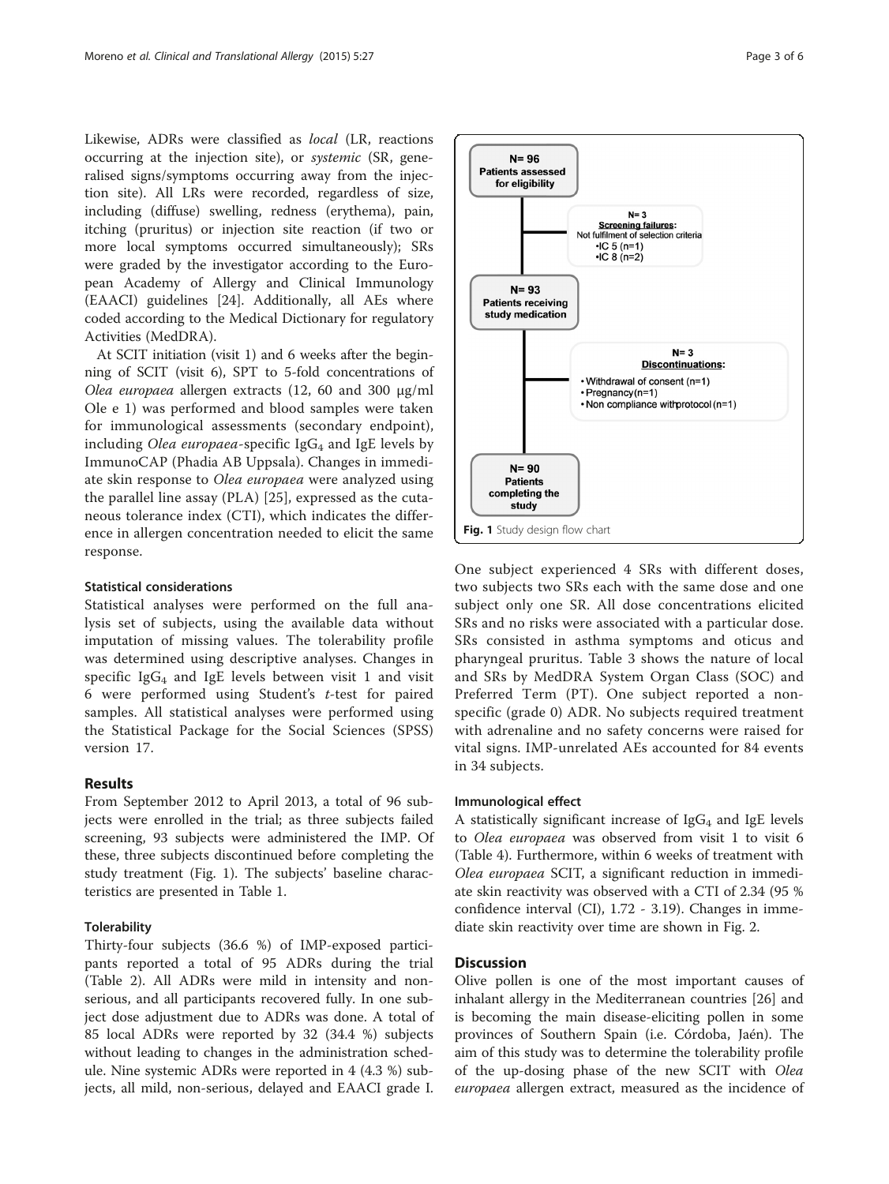Likewise, ADRs were classified as *local* (LR, reactions occurring at the injection site), or *systemic* (SR, generalised signs/symptoms occurring away from the injection site). All LRs were recorded, regardless of size, including (diffuse) swelling, redness (erythema), pain, itching (pruritus) or injection site reaction (if two or more local symptoms occurred simultaneously); SRs were graded by the investigator according to the European Academy of Allergy and Clinical Immunology (EAACI) guidelines [24]. Additionally, all AEs where coded according to the Medical Dictionary for regulatory Activities (MedDRA).

At SCIT initiation (visit 1) and 6 weeks after the beginning of SCIT (visit 6), SPT to 5-fold concentrations of *Olea europaea* allergen extracts (12, 60 and 300 μg/ml Ole e 1) was performed and blood samples were taken for immunological assessments (secondary endpoint), including *Olea europaea*-specific $IgG_4$ and IgE levels by ImmunoCAP (Phadia AB Uppsala). Changes in immediate skin response to *Olea europaea* were analyzed using the parallel line assay (PLA) [25], expressed as the cutaneous tolerance index (CTI), which indicates the difference in allergen concentration needed to elicit the same response.

#### Statistical considerations

Statistical analyses were performed on the full analysis set of subjects, using the available data without imputation of missing values. The tolerability profile was determined using descriptive analyses. Changes in specific $IgG_4$ and IgE levels between visit 1 and visit 6 were performed using Student's *t*-test for paired samples. All statistical analyses were performed using the Statistical Package for the Social Sciences (SPSS) version 17.

## Results

From September 2012 to April 2013, a total of 96 subjects were enrolled in the trial; as three subjects failed screening, 93 subjects were administered the IMP. Of these, three subjects discontinued before completing the study treatment (Fig. 1). The subjects' baseline characteristics are presented in Table 1.

N= 96 Patients assessed for eligibility

N= 3 Screening failures: Not fulfilment of selection criteria
- IC 5 (n=1)
- IC 8 (n=2)

N= 93 Patients receiving study medication

N= 3 Discontinuations:
- Withdrawal of consent (n=1)
- Pregnancy (n=1)
- Non compliance with protocol (n=1)

N= 90 Patients completing the study

**Fig. 1** Study design flow chart

#### Tolerability

Thirty-four subjects (36.6 %) of IMP-exposed participants reported a total of 95 ADRs during the trial (Table 2). All ADRs were mild in intensity and non-serious, and all participants recovered fully. In one subject dose adjustment due to ADRs was done. A total of 85 local ADRs were reported by 32 (34.4 %) subjects without leading to changes in the administration schedule. Nine systemic ADRs were reported in 4 (4.3 %) subjects, all mild, non-serious, delayed and EAACI grade I. One subject experienced 4 SRs with different doses, two subjects two SRs each with the same dose and one subject only one SR. All dose concentrations elicited SRs and no risks were associated with a particular dose. SRs consisted in asthma symptoms and oticus and pharyngeal pruritus. Table 3 shows the nature of local and SRs by MedDRA System Organ Class (SOC) and Preferred Term (PT). One subject reported a non-specific (grade 0) ADR. No subjects required treatment with adrenaline and no safety concerns were raised for vital signs. IMP-unrelated AEs accounted for 84 events in 34 subjects.

#### Immunological effect

A statistically significant increase of $IgG_4$ and IgE levels to *Olea europaea* was observed from visit 1 to visit 6 (Table 4). Furthermore, within 6 weeks of treatment with *Olea europaea* SCIT, a significant reduction in immediate skin reactivity was observed with a CTI of 2.34 (95 % confidence interval (CI), 1.72 - 3.19). Changes in immediate skin reactivity over time are shown in Fig. 2.

## Discussion

Olive pollen is one of the most important causes of inhalant allergy in the Mediterranean countries [26] and is becoming the main disease-eliciting pollen in some provinces of Southern Spain (i.e. Córdoba, Jaén). The aim of this study was to determine the tolerability profile of the up-dosing phase of the new SCIT with *Olea europaea* allergen extract, measured as the incidence of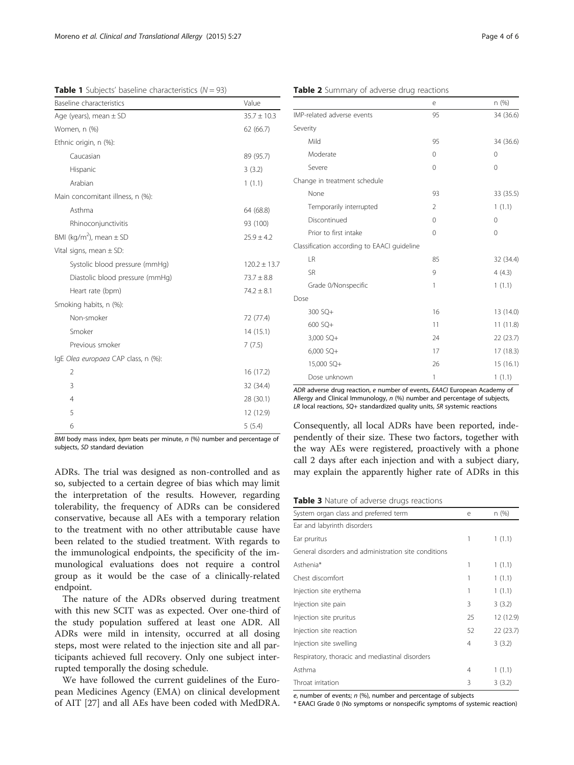**Table 1** Subjects' baseline characteristics (N = 93)

| Baseline characteristics | Value |
| --- | --- |
| Age (years), mean ± SD | 35.7 ± 10.3 |
| Women, n (%) | 62 (66.7) |
| Ethnic origin, n (%): | |
| Caucasian | 89 (95.7) |
| Hispanic | 3 (3.2) |
| Arabian | 1 (1.1) |
| Main concomitant illness, n (%): | |
| Asthma | 64 (68.8) |
| Rhinoconjunctivitis | 93 (100) |
| BMI (kg/m$^2$), mean ± SD | 25.9 ± 4.2 |
| Vital signs, mean ± SD: | |
| Systolic blood pressure (mmHg) | 120.2 ± 13.7 |
| Diastolic blood pressure (mmHg) | 73.7 ± 8.8 |
| Heart rate (bpm) | 74.2 ± 8.1 |
| Smoking habits, n (%): | |
| Non-smoker | 72 (77.4) |
| Smoker | 14 (15.1) |
| Previous smoker | 7 (7.5) |
| IgE *Olea europaea* CAP class, n (%): | |
| 2 | 16 (17.2) |
| 3 | 32 (34.4) |
| 4 | 28 (30.1) |
| 5 | 12 (12.9) |
| 6 | 5 (5.4) |

*BMI* body mass index, *bpm* beats per minute, *n* (%) number and percentage of subjects, *SD* standard deviation

**Table 2** Summary of adverse drug reactions

| | e | n (%) |
| --- | --- | --- |
| IMP-related adverse events | 95 | 34 (36.6) |
| Severity | | |
| Mild | 95 | 34 (36.6) |
| Moderate | 0 | 0 |
| Severe | 0 | 0 |
| Change in treatment schedule | | |
| None | 93 | 33 (35.5) |
| Temporarily interrupted | 2 | 1 (1.1) |
| Discontinued | 0 | 0 |
| Prior to first intake | 0 | 0 |
| Classification according to EAACI guideline | | |
| LR | 85 | 32 (34.4) |
| SR | 9 | 4 (4.3) |
| Grade 0/Nonspecific | 1 | 1 (1.1) |
| Dose | | |
| 300 SQ+ | 16 | 13 (14.0) |
| 600 SQ+ | 11 | 11 (11.8) |
| 3,000 SQ+ | 24 | 22 (23.7) |
| 6,000 SQ+ | 17 | 17 (18.3) |
| 15,000 SQ+ | 26 | 15 (16.1) |
| Dose unknown | 1 | 1 (1.1) |

*ADR* adverse drug reaction, *e* number of events, *EAACI* European Academy of Allergy and Clinical Immunology, *n* (%) number and percentage of subjects, *LR* local reactions, *SQ+* standardized quality units, *SR* systemic reactions

ADRs. The trial was designed as non-controlled and as so, subjected to a certain degree of bias which may limit the interpretation of the results. However, regarding tolerability, the frequency of ADRs can be considered conservative, because all AEs with a temporary relation to the treatment with no other attributable cause have been related to the studied treatment. With regards to the immunological endpoints, the specificity of the immunological evaluations does not require a control group as it would be the case of a clinically-related endpoint.

The nature of the ADRs observed during treatment with this new SCIT was as expected. Over one-third of the study population suffered at least one ADR. All ADRs were mild in intensity, occurred at all dosing steps, most were related to the injection site and all participants achieved full recovery. Only one subject interrupted temporally the dosing schedule.

We have followed the current guidelines of the European Medicines Agency (EMA) on clinical development of AIT [27] and all AEs have been coded with MedDRA. Consequently, all local ADRs have been reported, independently of their size. These two factors, together with the way AEs were registered, proactively with a phone call 2 days after each injection and with a subject diary, may explain the apparently higher rate of ADRs in this

**Table 3** Nature of adverse drugs reactions

| System organ class and preferred term | e | n (%) |
| --- | --- | --- |
| Ear and labyrinth disorders | | |
| Ear pruritus | 1 | 1 (1.1) |
| General disorders and administration site conditions | | |
| Asthenia* | 1 | 1 (1.1) |
| Chest discomfort | 1 | 1 (1.1) |
| Injection site erythema | 1 | 1 (1.1) |
| Injection site pain | 3 | 3 (3.2) |
| Injection site pruritus | 25 | 12 (12.9) |
| Injection site reaction | 52 | 22 (23.7) |
| Injection site swelling | 4 | 3 (3.2) |
| Respiratory, thoracic and mediastinal disorders | | |
| Asthma | 4 | 1 (1.1) |
| Throat irritation | 3 | 3 (3.2) |

*e*, number of events; *n* (%), number and percentage of subjects
* EAACI Grade 0 (No symptoms or nonspecific symptoms of systemic reaction)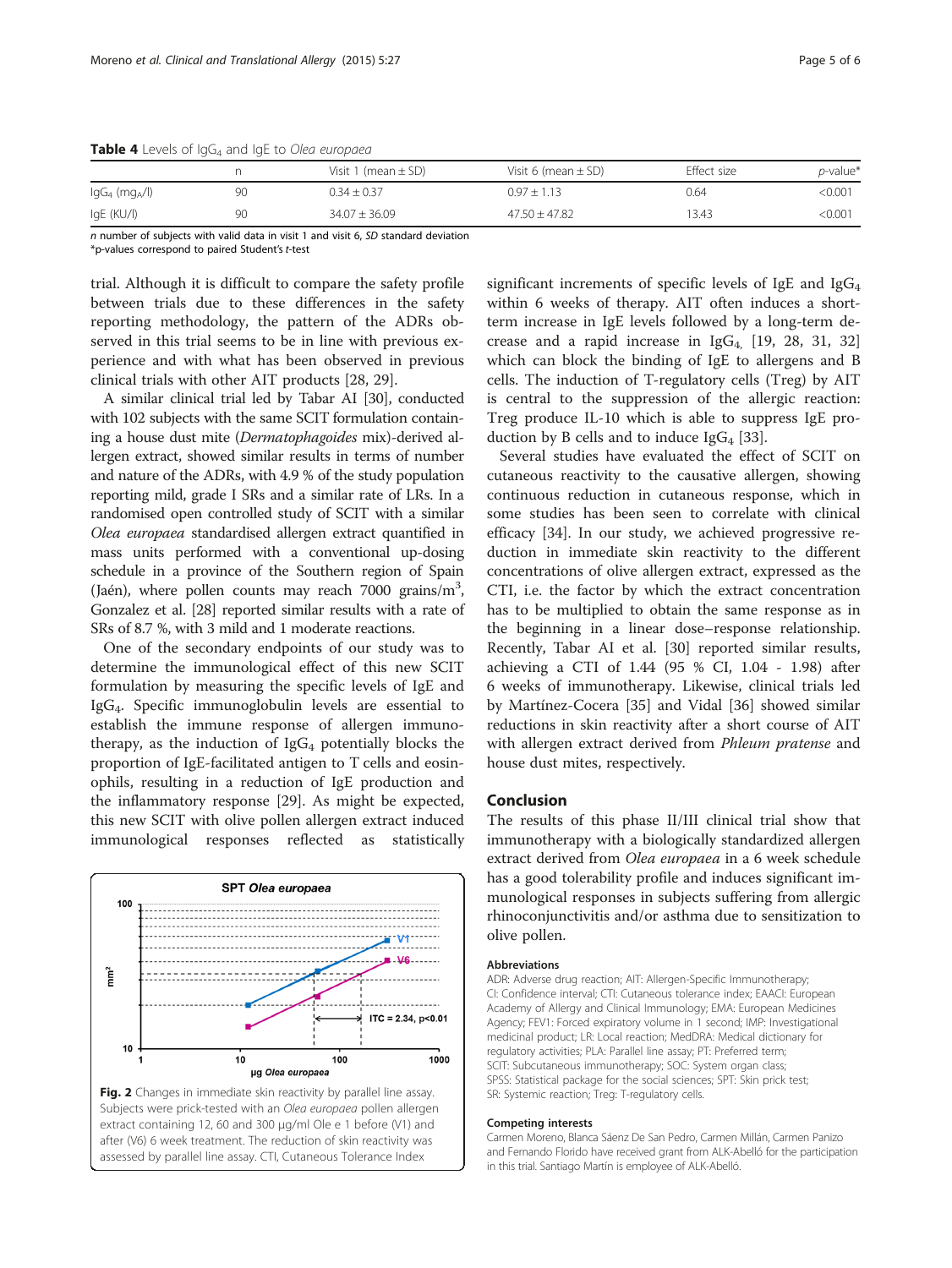**Table 4** Levels of $IgG_4$ and IgE to *Olea europaea*

| | n | Visit 1 (mean ± SD) | Visit 6 (mean ± SD) | Effect size | *p*-value* |
|---|---|---|---|---|---|
| $IgG_4$ ($mg_A$/l) | 90 | 0.34 ± 0.37 | 0.97 ± 1.13 | 0.64 | <0.001 |
| IgE (KU/l) | 90 | 34.07 ± 36.09 | 47.50 ± 47.82 | 13.43 | <0.001 |

*n* number of subjects with valid data in visit 1 and visit 6, *SD* standard deviation
*p-values correspond to paired Student's *t*-test

trial. Although it is difficult to compare the safety profile between trials due to these differences in the safety reporting methodology, the pattern of the ADRs observed in this trial seems to be in line with previous experience and with what has been observed in previous clinical trials with other AIT products [28, 29].

A similar clinical trial led by Tabar AI [30], conducted with 102 subjects with the same SCIT formulation containing a house dust mite (*Dermatophagoides* mix)-derived allergen extract, showed similar results in terms of number and nature of the ADRs, with 4.9 % of the study population reporting mild, grade I SRs and a similar rate of LRs. In a randomised open controlled study of SCIT with a similar *Olea europaea* standardised allergen extract quantified in mass units performed with a conventional up-dosing schedule in a province of the Southern region of Spain (Jaén), where pollen counts may reach 7000 grains/$m^3$, Gonzalez et al. [28] reported similar results with a rate of SRs of 8.7 %, with 3 mild and 1 moderate reactions.

One of the secondary endpoints of our study was to determine the immunological effect of this new SCIT formulation by measuring the specific levels of IgE and $IgG_4$. Specific immunoglobulin levels are essential to establish the immune response of allergen immunotherapy, as the induction of $IgG_4$ potentially blocks the proportion of IgE-facilitated antigen to T cells and eosinophils, resulting in a reduction of IgE production and the inflammatory response [29]. As might be expected, this new SCIT with olive pollen allergen extract induced immunological responses reflected as statistically significant increments of specific levels of IgE and $IgG_4$ within 6 weeks of therapy. AIT often induces a short-term increase in IgE levels followed by a long-term decrease and a rapid increase in $IgG_4$, [19, 28, 31, 32] which can block the binding of IgE to allergens and B cells. The induction of T-regulatory cells (Treg) by AIT is central to the suppression of the allergic reaction: Treg produce IL-10 which is able to suppress IgE production by B cells and to induce $IgG_4$ [33].

Several studies have evaluated the effect of SCIT on cutaneous reactivity to the causative allergen, showing continuous reduction in cutaneous response, which in some studies has been seen to correlate with clinical efficacy [34]. In our study, we achieved progressive reduction in immediate skin reactivity to the different concentrations of olive allergen extract, expressed as the CTI, i.e. the factor by which the extract concentration has to be multiplied to obtain the same response as in the beginning in a linear dose–response relationship. Recently, Tabar AI et al. [30] reported similar results, achieving a CTI of 1.44 (95 % CI, 1.04 - 1.98) after 6 weeks of immunotherapy. Likewise, clinical trials led by Martínez-Cocera [35] and Vidal [36] showed similar reductions in skin reactivity after a short course of AIT with allergen extract derived from *Phleum pratense* and house dust mites, respectively.

**Fig. 2** Changes in immediate skin reactivity by parallel line assay. Subjects were prick-tested with an *Olea europaea* pollen allergen extract containing 12, 60 and 300 μg/ml Ole e 1 before (V1) and after (V6) 6 week treatment. The reduction of skin reactivity was assessed by parallel line assay. CTI, Cutaneous Tolerance Index

## Conclusion

The results of this phase II/III clinical trial show that immunotherapy with a biologically standardized allergen extract derived from *Olea europaea* in a 6 week schedule has a good tolerability profile and induces significant immunological responses in subjects suffering from allergic rhinoconjunctivitis and/or asthma due to sensitization to olive pollen.

#### Abbreviations

ADR: Adverse drug reaction; AIT: Allergen-Specific Immunotherapy; CI: Confidence interval; CTI: Cutaneous tolerance index; EAACI: European Academy of Allergy and Clinical Immunology; EMA: European Medicines Agency; FEV1: Forced expiratory volume in 1 second; IMP: Investigational medicinal product; LR: Local reaction; MedDRA: Medical dictionary for regulatory activities; PLA: Parallel line assay; PT: Preferred term; SCIT: Subcutaneous immunotherapy; SOC: System organ class; SPSS: Statistical package for the social sciences; SPT: Skin prick test; SR: Systemic reaction; Treg: T-regulatory cells.

#### Competing interests

Carmen Moreno, Blanca Sáenz De San Pedro, Carmen Millán, Carmen Panizo and Fernando Florido have received grant from ALK-Abelló for the participation in this trial. Santiago Martín is employee of ALK-Abelló.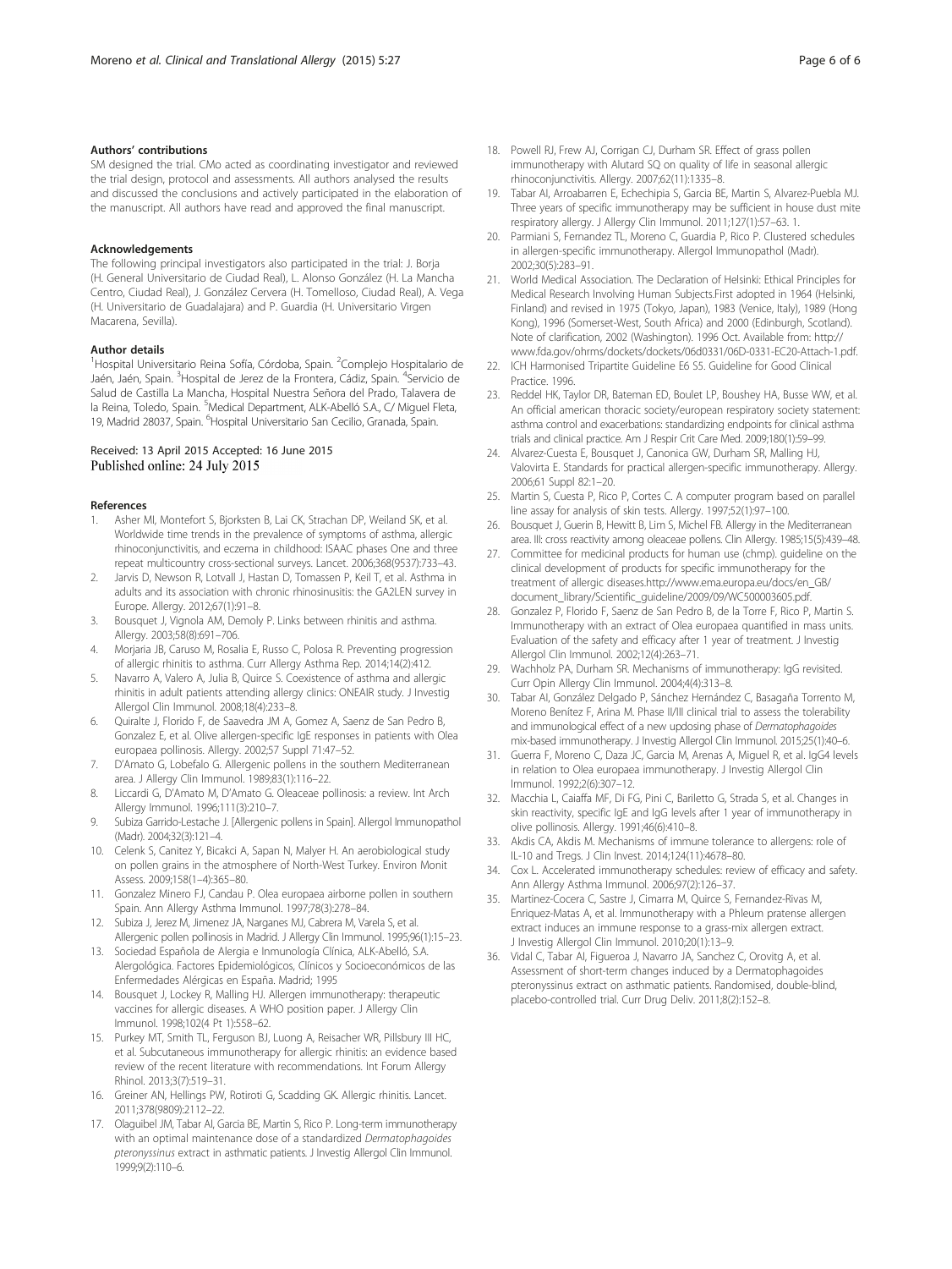### Authors' contributions

SM designed the trial. CMo acted as coordinating investigator and reviewed the trial design, protocol and assessments. All authors analysed the results and discussed the conclusions and actively participated in the elaboration of the manuscript. All authors have read and approved the final manuscript.

### Acknowledgements

The following principal investigators also participated in the trial: J. Borja (H. General Universitario de Ciudad Real), L. Alonso González (H. La Mancha Centro, Ciudad Real), J. González Cervera (H. Tomelloso, Ciudad Real), A. Vega (H. Universitario de Guadalajara) and P. Guardia (H. Universitario Virgen Macarena, Sevilla).

### Author details

[1]Hospital Universitario Reina Sofía, Córdoba, Spain. [2]Complejo Hospitalario de Jaén, Jaén, Spain. [3]Hospital de Jerez de la Frontera, Cádiz, Spain. [4]Servicio de Salud de Castilla La Mancha, Hospital Nuestra Señora del Prado, Talavera de la Reina, Toledo, Spain. [5]Medical Department, ALK-Abelló S.A., C/ Miguel Fleta, 19, Madrid 28037, Spain. [6]Hospital Universitario San Cecilio, Granada, Spain.

Received: 13 April 2015 Accepted: 16 June 2015
Published online: 24 July 2015

### References

1. Asher MI, Montefort S, Bjorksten B, Lai CK, Strachan DP, Weiland SK, et al. Worldwide time trends in the prevalence of symptoms of asthma, allergic rhinoconjunctivitis, and eczema in childhood: ISAAC phases One and three repeat multicountry cross-sectional surveys. Lancet. 2006;368(9537):733–43.
2. Jarvis D, Newson R, Lotvall J, Hastan D, Tomassen P, Keil T, et al. Asthma in adults and its association with chronic rhinosinusitis: the GA2LEN survey in Europe. Allergy. 2012;67(1):91–8.
3. Bousquet J, Vignola AM, Demoly P. Links between rhinitis and asthma. Allergy. 2003;58(8):691–706.
4. Morjaria JB, Caruso M, Rosalia E, Russo C, Polosa R. Preventing progression of allergic rhinitis to asthma. Curr Allergy Asthma Rep. 2014;14(2):412.
5. Navarro A, Valero A, Julia B, Quirce S. Coexistence of asthma and allergic rhinitis in adult patients attending allergy clinics: ONEAIR study. J Investig Allergol Clin Immunol. 2008;18(4):233–8.
6. Quiralte J, Florido F, de Saavedra JM A, Gomez A, Saenz de San Pedro B, Gonzalez E, et al. Olive allergen-specific IgE responses in patients with Olea europaea pollinosis. Allergy. 2002;57 Suppl 71:47–52.
7. D'Amato G, Lobefalo G. Allergenic pollens in the southern Mediterranean area. J Allergy Clin Immunol. 1989;83(1):116–22.
8. Liccardi G, D'Amato M, D'Amato G. Oleaceae pollinosis: a review. Int Arch Allergy Immunol. 1996;111(3):210–7.
9. Subiza Garrido-Lestache J. [Allergenic pollens in Spain]. Allergol Immunopathol (Madr). 2004;32(3):121–4.
10. Celenk S, Canitez Y, Bicakci A, Sapan N, Malyer H. An aerobiological study on pollen grains in the atmosphere of North-West Turkey. Environ Monit Assess. 2009;158(1–4):365–80.
11. Gonzalez Minero FJ, Candau P. Olea europaea airborne pollen in southern Spain. Ann Allergy Asthma Immunol. 1997;78(3):278–84.
12. Subiza J, Jerez M, Jimenez JA, Narganes MJ, Cabrera M, Varela S, et al. Allergenic pollen pollinosis in Madrid. J Allergy Clin Immunol. 1995;96(1):15–23.
13. Sociedad Española de Alergia e Inmunología Clínica, ALK-Abelló, S.A. Alergológica. Factores Epidemiológicos, Clínicos y Socioeconómicos de las Enfermedades Alérgicas en España. Madrid; 1995
14. Bousquet J, Lockey R, Malling HJ. Allergen immunotherapy: therapeutic vaccines for allergic diseases. A WHO position paper. J Allergy Clin Immunol. 1998;102(4 Pt 1):558–62.
15. Purkey MT, Smith TL, Ferguson BJ, Luong A, Reisacher WR, Pillsbury III HC, et al. Subcutaneous immunotherapy for allergic rhinitis: an evidence based review of the recent literature with recommendations. Int Forum Allergy Rhinol. 2013;3(7):519–31.
16. Greiner AN, Hellings PW, Rotiroti G, Scadding GK. Allergic rhinitis. Lancet. 2011;378(9809):2112–22.
17. Olaguibel JM, Tabar AI, Garcia BE, Martin S, Rico P. Long-term immunotherapy with an optimal maintenance dose of a standardized *Dermatophagoides pteronyssinus* extract in asthmatic patients. J Investig Allergol Clin Immunol. 1999;9(2):110–6.
18. Powell RJ, Frew AJ, Corrigan CJ, Durham SR. Effect of grass pollen immunotherapy with Alutard SQ on quality of life in seasonal allergic rhinoconjunctivitis. Allergy. 2007;62(11):1335–8.
19. Tabar AI, Arroabarren E, Echechipia S, Garcia BE, Martin S, Alvarez-Puebla MJ. Three years of specific immunotherapy may be sufficient in house dust mite respiratory allergy. J Allergy Clin Immunol. 2011;127(1):57–63. 1.
20. Parmiani S, Fernandez TL, Moreno C, Guardia P, Rico P. Clustered schedules in allergen-specific immunotherapy. Allergol Immunopathol (Madr). 2002;30(5):283–91.
21. World Medical Association. The Declaration of Helsinki: Ethical Principles for Medical Research Involving Human Subjects.First adopted in 1964 (Helsinki, Finland) and revised in 1975 (Tokyo, Japan), 1983 (Venice, Italy), 1989 (Hong Kong), 1996 (Somerset-West, South Africa) and 2000 (Edinburgh, Scotland). Note of clarification, 2002 (Washington). 1996 Oct. Available from: http://www.fda.gov/ohrms/dockets/dockets/06d0331/06D-0331-EC20-Attach-1.pdf.
22. ICH Harmonised Tripartite Guideline E6 S5. Guideline for Good Clinical Practice. 1996.
23. Reddel HK, Taylor DR, Bateman ED, Boulet LP, Boushey HA, Busse WW, et al. An official american thoracic society/european respiratory society statement: asthma control and exacerbations: standardizing endpoints for clinical asthma trials and clinical practice. Am J Respir Crit Care Med. 2009;180(1):59–99.
24. Alvarez-Cuesta E, Bousquet J, Canonica GW, Durham SR, Malling HJ, Valovirta E. Standards for practical allergen-specific immunotherapy. Allergy. 2006;61 Suppl 82:1–20.
25. Martin S, Cuesta P, Rico P, Cortes C. A computer program based on parallel line assay for analysis of skin tests. Allergy. 1997;52(1):97–100.
26. Bousquet J, Guerin B, Hewitt B, Lim S, Michel FB. Allergy in the Mediterranean area. III: cross reactivity among oleaceae pollens. Clin Allergy. 1985;15(5):439–48.
27. Committee for medicinal products for human use (chmp). guideline on the clinical development of products for specific immunotherapy for the treatment of allergic diseases.http://www.ema.europa.eu/docs/en_GB/document_library/Scientific_guideline/2009/09/WC500003605.pdf.
28. Gonzalez P, Florido F, Saenz de San Pedro B, de la Torre F, Rico P, Martin S. Immunotherapy with an extract of Olea europaea quantified in mass units. Evaluation of the safety and efficacy after 1 year of treatment. J Investig Allergol Clin Immunol. 2002;12(4):263–71.
29. Wachholz PA, Durham SR. Mechanisms of immunotherapy: IgG revisited. Curr Opin Allergy Clin Immunol. 2004;4(4):313–8.
30. Tabar AI, González Delgado P, Sánchez Hernández C, Basagaña Torrento M, Moreno Benítez F, Arina M. Phase II/III clinical trial to assess the tolerability and immunological effect of a new updosing phase of *Dermatophagoides* mix-based immunotherapy. J Investig Allergol Clin Immunol. 2015;25(1):40–6.
31. Guerra F, Moreno C, Daza JC, Garcia M, Arenas A, Miguel R, et al. IgG4 levels in relation to Olea europaea immunotherapy. J Investig Allergol Clin Immunol. 1992;2(6):307–12.
32. Macchia L, Caiaffa MF, Di FG, Pini C, Bariletto G, Strada S, et al. Changes in skin reactivity, specific IgE and IgG levels after 1 year of immunotherapy in olive pollinosis. Allergy. 1991;46(6):410–8.
33. Akdis CA, Akdis M. Mechanisms of immune tolerance to allergens: role of IL-10 and Tregs. J Clin Invest. 2014;124(11):4678–80.
34. Cox L. Accelerated immunotherapy schedules: review of efficacy and safety. Ann Allergy Asthma Immunol. 2006;97(2):126–37.
35. Martinez-Cocera C, Sastre J, Cimarra M, Quirce S, Fernandez-Rivas M, Enriquez-Matas A, et al. Immunotherapy with a Phleum pratense allergen extract induces an immune response to a grass-mix allergen extract. J Investig Allergol Clin Immunol. 2010;20(1):13–9.
36. Vidal C, Tabar AI, Figueroa J, Navarro JA, Sanchez C, Orovitg A, et al. Assessment of short-term changes induced by a Dermatophagoides pteronyssinus extract on asthmatic patients. Randomised, double-blind, placebo-controlled trial. Curr Drug Deliv. 2011;8(2):152–8.